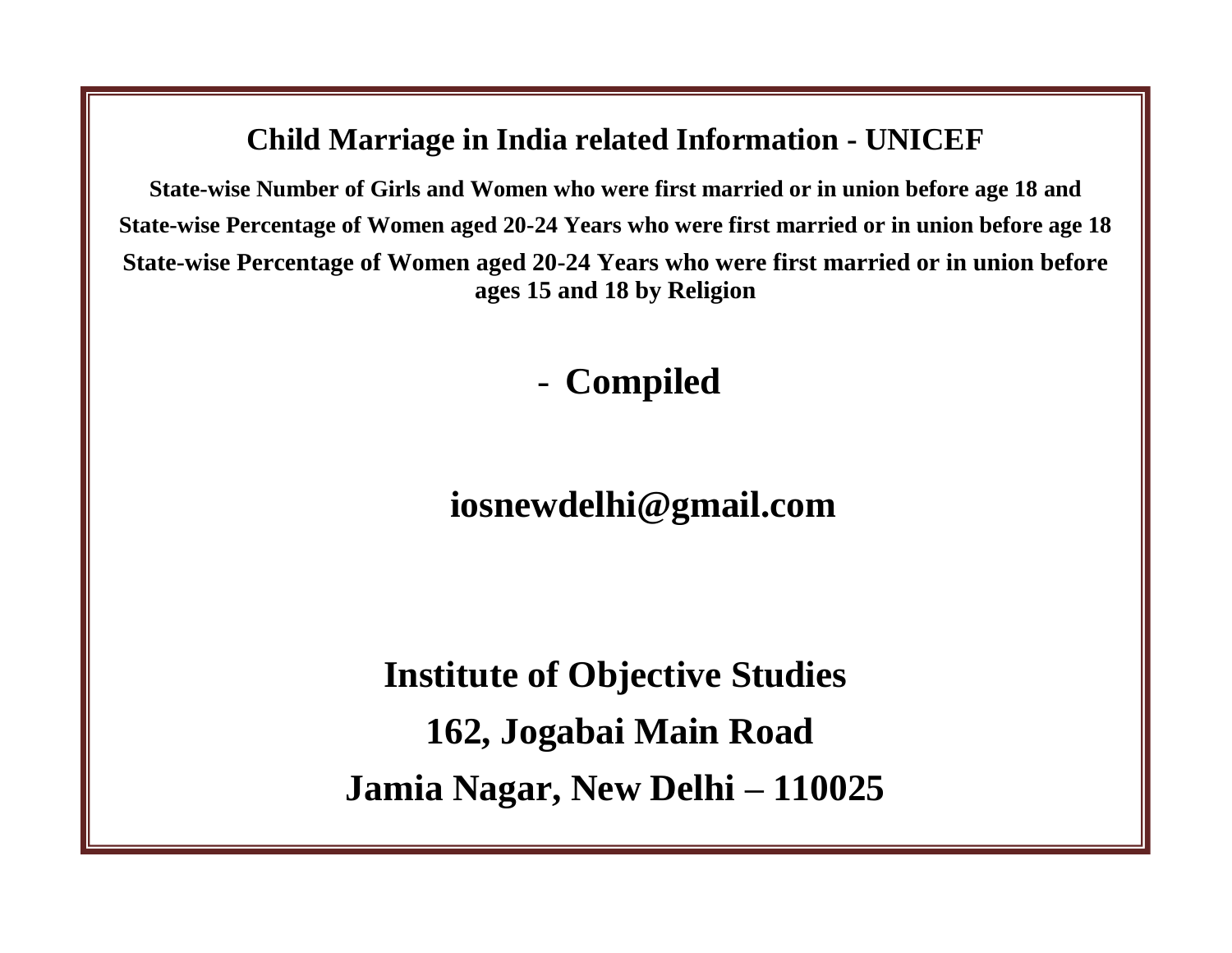# Child Marriage in India related Information - UNICEF

**State-wise Number of Girls and Women who were first married or in union before age 18 and**

**State-wise Percentage of Women aged 20-24 Years who were first married or in union before age 18**

**State-wise Percentage of Women aged 20-24 Years who were first married or in union before ages 15 and 18 by Religion**

## - Compiled

**iosnewdelhi@gmail.com**

## Institute of Objective Studies

## 162, Jogabai Main Road

## Jamia Nagar, New Delhi – 110025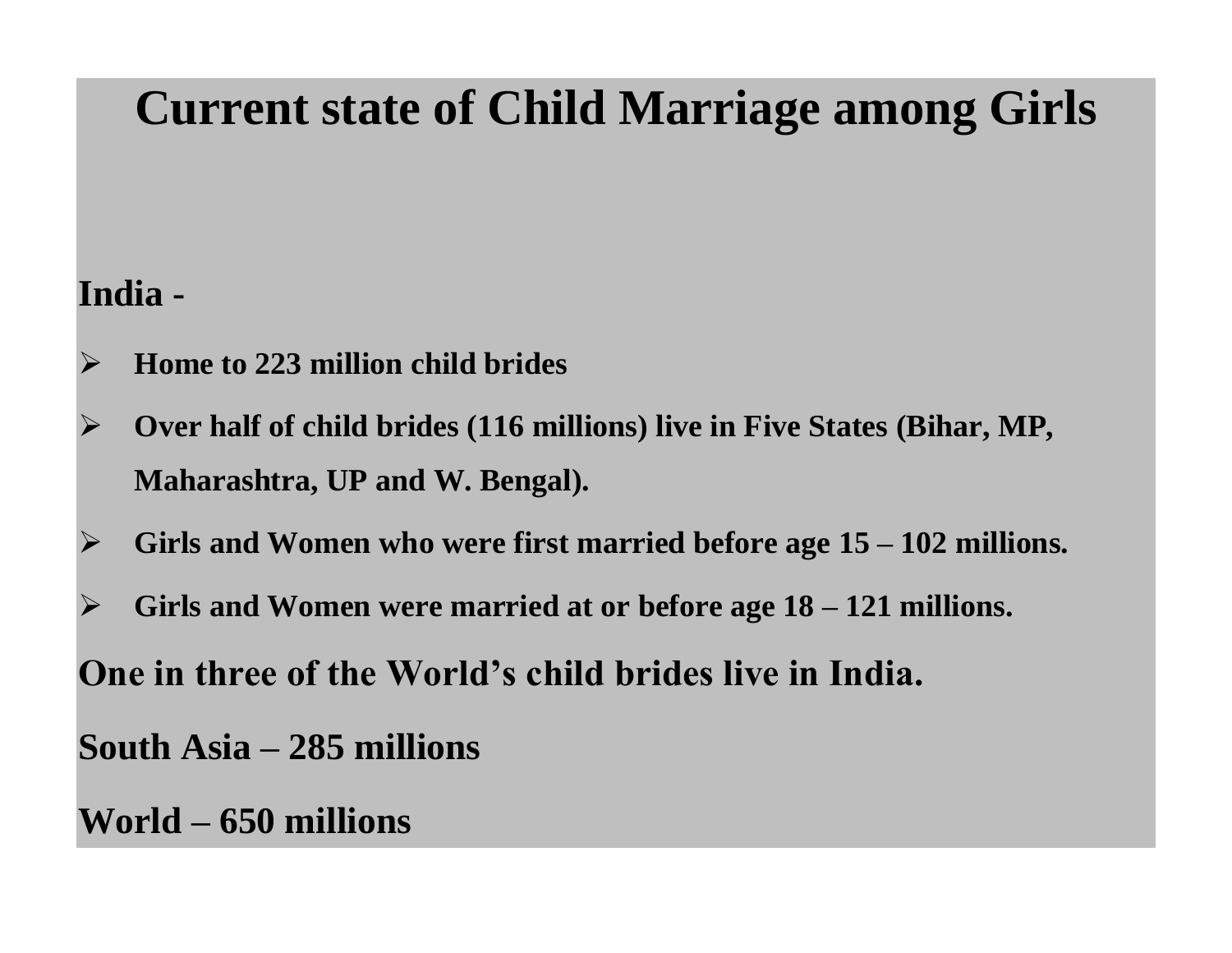# Current state of Child Marriage among Girls

**India -**

- **Home to 223 million child brides**
- **Over half of child brides (116 millions) live in Five States (Bihar, MP, Maharashtra, UP and W. Bengal).**
- **Girls and Women who were first married before age 15 – 102 millions.**
- **Girls and Women were married at or before age 18 – 121 millions.**

**One in three of the World's child brides live in India.**

**South Asia – 285 millions**

**World – 650 millions**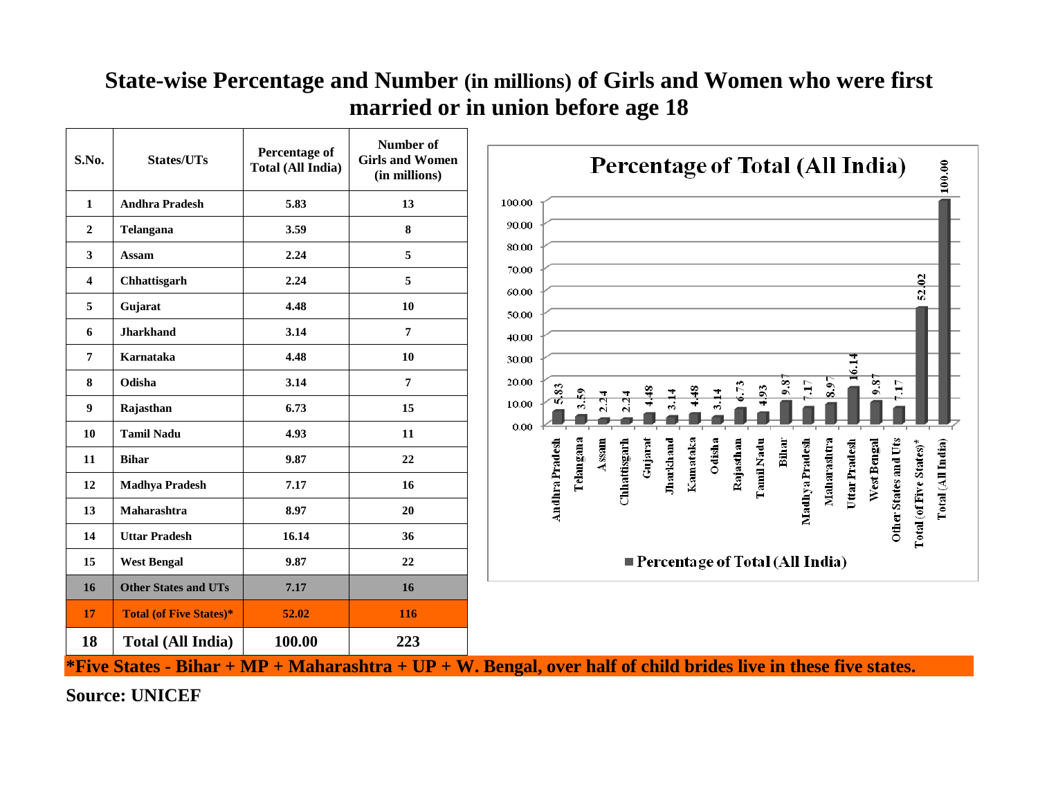# State-wise Percentage and Number (in millions) of Girls and Women who were first married or in union before age 18

| S.No. | States/UTs | Percentage of Total (All India) | Number of Girls and Women (in millions) |
|---|---|---|---|
| 1 | Andhra Pradesh | 5.83 | 13 |
| 2 | Telangana | 3.59 | 8 |
| 3 | Assam | 2.24 | 5 |
| 4 | Chhattisgarh | 2.24 | 5 |
| 5 | Gujarat | 4.48 | 10 |
| 6 | Jharkhand | 3.14 | 7 |
| 7 | Karnataka | 4.48 | 10 |
| 8 | Odisha | 3.14 | 7 |
| 9 | Rajasthan | 6.73 | 15 |
| 10 | Tamil Nadu | 4.93 | 11 |
| 11 | Bihar | 9.87 | 22 |
| 12 | Madhya Pradesh | 7.17 | 16 |
| 13 | Maharashtra | 8.97 | 20 |
| 14 | Uttar Pradesh | 16.14 | 36 |
| 15 | West Bengal | 9.87 | 22 |
| 16 | Other States and UTs | 7.17 | 16 |
| 17 | Total (of Five States)* | 52.02 | 116 |
| 18 | Total (All India) | 100.00 | 223 |

**Percentage of Total (All India)**

| State | Percentage of Total (All India) |
|---|---|
| Andhra Pradesh | 5.83 |
| Telangana | 3.59 |
| Assam | 2.24 |
| Chhattisgarh | 2.24 |
| Gujarat | 4.48 |
| Jharkhand | 3.14 |
| Karnataka | 4.48 |
| Odisha | 3.14 |
| Rajasthan | 6.73 |
| Tamil Nadu | 4.93 |
| Bihar | 9.87 |
| Madhya Pradesh | 7.17 |
| Maharashtra | 8.97 |
| Uttar Pradesh | 16.14 |
| West Bengal | 9.87 |
| Other States and Uts | 7.17 |
| Total (of Five States)* | 52.02 |
| Total (All India) | 100.00 |

**\*Five States - Bihar + MP + Maharashtra + UP + W. Bengal, over half of child brides live in these five states.**

**Source: UNICEF**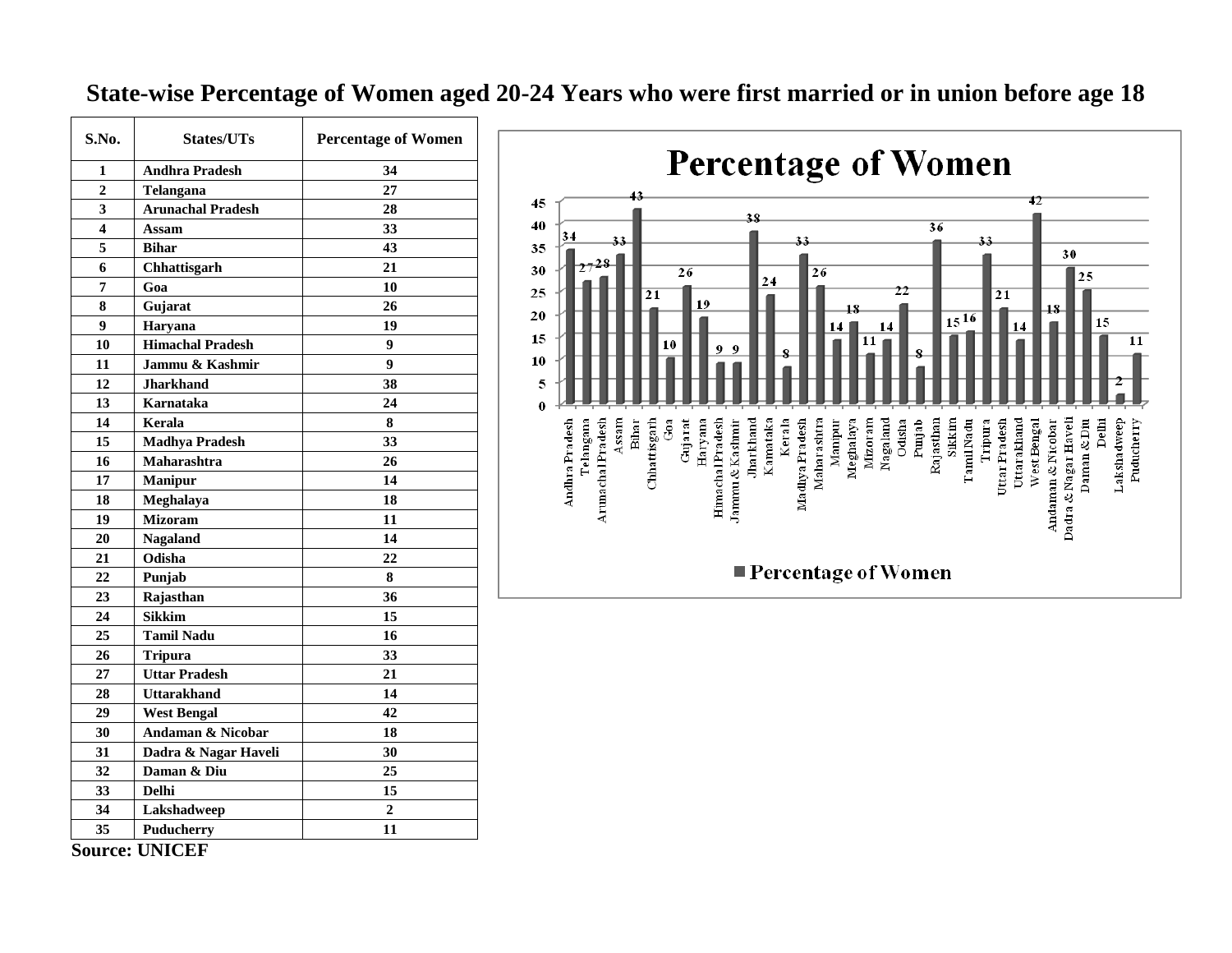# State-wise Percentage of Women aged 20-24 Years who were first married or in union before age 18

| S.No. | States/UTs | Percentage of Women |
|---|---|---|
| 1 | Andhra Pradesh | 34 |
| 2 | Telangana | 27 |
| 3 | Arunachal Pradesh | 28 |
| 4 | Assam | 33 |
| 5 | Bihar | 43 |
| 6 | Chhattisgarh | 21 |
| 7 | Goa | 10 |
| 8 | Gujarat | 26 |
| 9 | Haryana | 19 |
| 10 | Himachal Pradesh | 9 |
| 11 | Jammu & Kashmir | 9 |
| 12 | Jharkhand | 38 |
| 13 | Karnataka | 24 |
| 14 | Kerala | 8 |
| 15 | Madhya Pradesh | 33 |
| 16 | Maharashtra | 26 |
| 17 | Manipur | 14 |
| 18 | Meghalaya | 18 |
| 19 | Mizoram | 11 |
| 20 | Nagaland | 14 |
| 21 | Odisha | 22 |
| 22 | Punjab | 8 |
| 23 | Rajasthan | 36 |
| 24 | Sikkim | 15 |
| 25 | Tamil Nadu | 16 |
| 26 | Tripura | 33 |
| 27 | Uttar Pradesh | 21 |
| 28 | Uttarakhand | 14 |
| 29 | West Bengal | 42 |
| 30 | Andaman & Nicobar | 18 |
| 31 | Dadra & Nagar Haveli | 30 |
| 32 | Daman & Diu | 25 |
| 33 | Delhi | 15 |
| 34 | Lakshadweep | 2 |
| 35 | Puducherry | 11 |

**Source: UNICEF**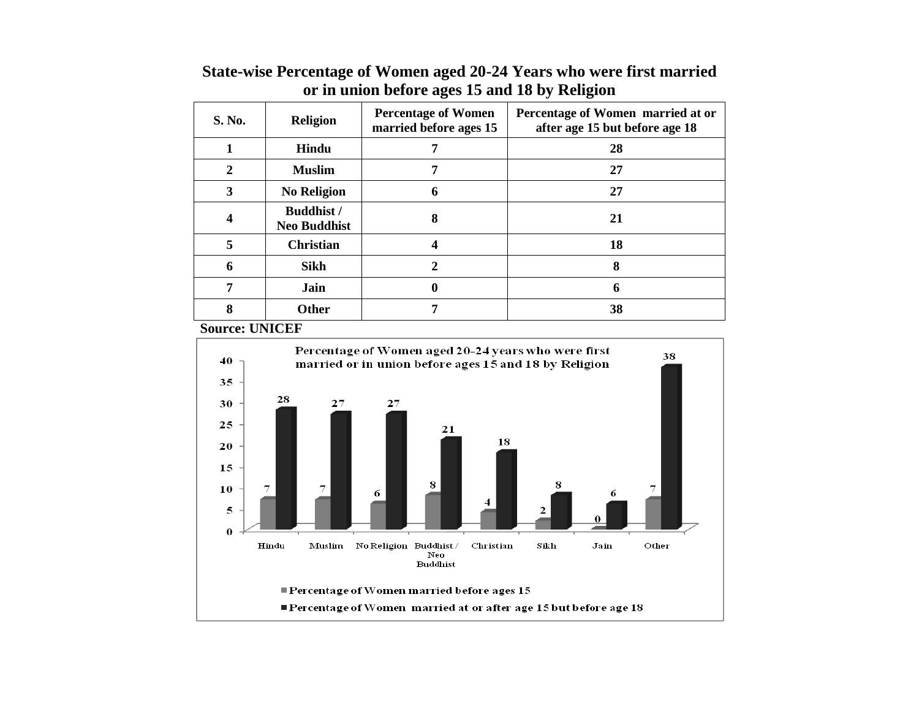## State-wise Percentage of Women aged 20-24 Years who were first married or in union before ages 15 and 18 by Religion

| S. No. | Religion | Percentage of Women married before ages 15 | Percentage of Women married at or after age 15 but before age 18 |
|---|---|---|---|
| 1 | Hindu | 7 | 28 |
| 2 | Muslim | 7 | 27 |
| 3 | No Religion | 6 | 27 |
| 4 | Buddhist / Neo Buddhist | 8 | 21 |
| 5 | Christian | 4 | 18 |
| 6 | Sikh | 2 | 8 |
| 7 | Jain | 0 | 6 |
| 8 | Other | 7 | 38 |

**Source: UNICEF**

Percentage of Women aged 20-24 years who were first married or in union before ages 15 and 18 by Religion

0 5 10 15 20 25 30 35 40

Hindu: 7, 28

Muslim: 7, 27

No Religion: 6, 27

Buddhist / Neo Buddhist: 8, 21

Christian: 4, 18

Sikh: 2, 8

Jain: 0, 6

Other: 7, 38

■ Percentage of Women married before ages 15

■ Percentage of Women married at or after age 15 but before age 18